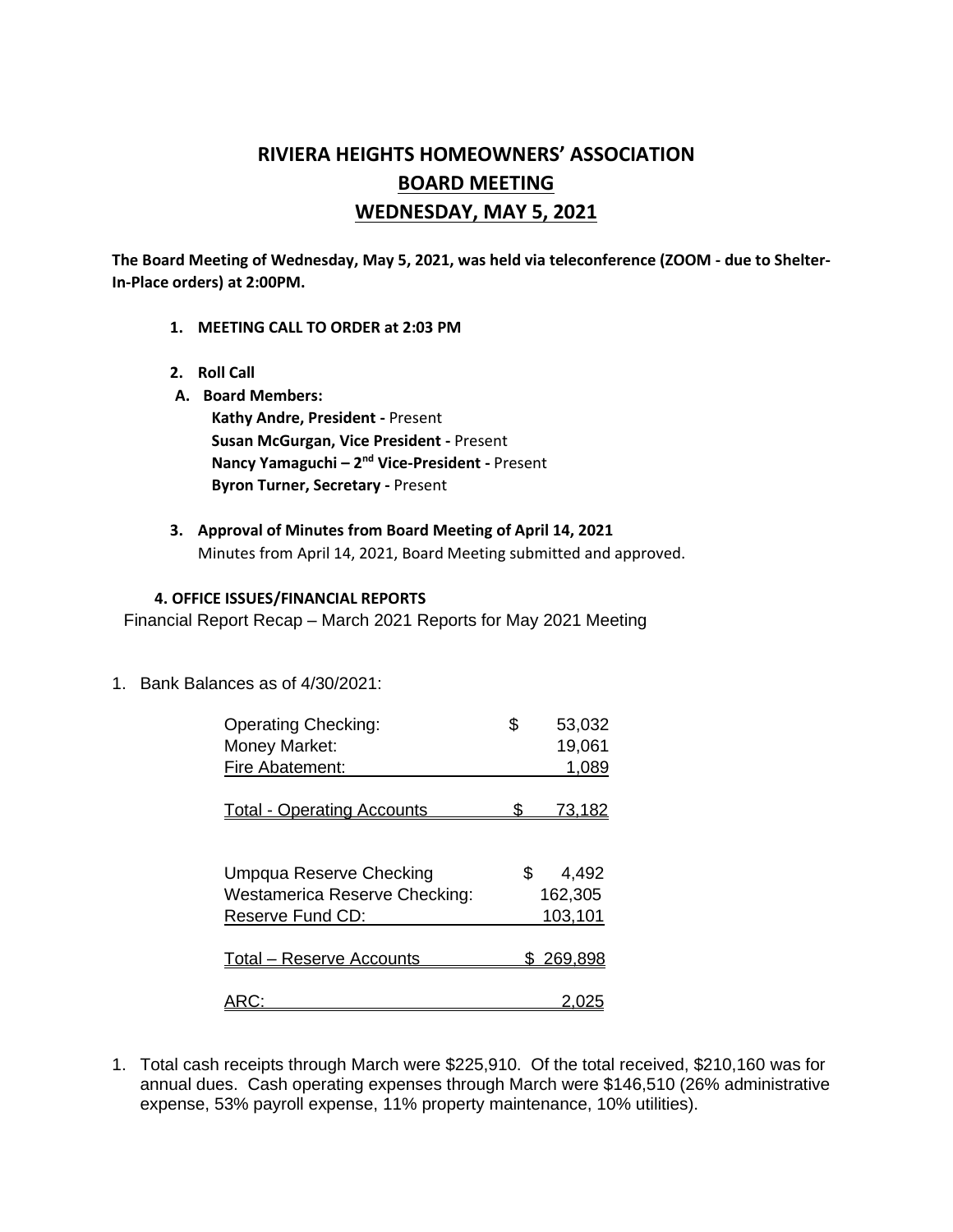# RIVIERA HEIGHTS HOMEOWNERS' ASSOCIATION
## BOARD MEETING
## WEDNESDAY, MAY 5, 2021

**The Board Meeting of Wednesday, May 5, 2021, was held via teleconference (ZOOM - due to Shelter-In-Place orders) at 2:00PM.**

1. **MEETING CALL TO ORDER at 2:03 PM**

2. **Roll Call**

**A. Board Members:**

**Kathy Andre, President -** Present
**Susan McGurgan, Vice President -** Present
**Nancy Yamaguchi – 2nd Vice-President -** Present
**Byron Turner, Secretary -** Present

3. **Approval of Minutes from Board Meeting of April 14, 2021**
Minutes from April 14, 2021, Board Meeting submitted and approved.

**4. OFFICE ISSUES/FINANCIAL REPORTS**

Financial Report Recap – March 2021 Reports for May 2021 Meeting

1. Bank Balances as of 4/30/2021:

| | |
|---|---|
| Operating Checking: | $ 53,032 |
| Money Market: | 19,061 |
| Fire Abatement: | 1,089 |
| Total - Operating Accounts | $ 73,182 |
| | |
| Umpqua Reserve Checking | $ 4,492 |
| Westamerica Reserve Checking: | 162,305 |
| Reserve Fund CD: | 103,101 |
| Total – Reserve Accounts | $ 269,898 |
| | |
| ARC: | 2,025 |

1. Total cash receipts through March were $225,910. Of the total received, $210,160 was for annual dues. Cash operating expenses through March were $146,510 (26% administrative expense, 53% payroll expense, 11% property maintenance, 10% utilities).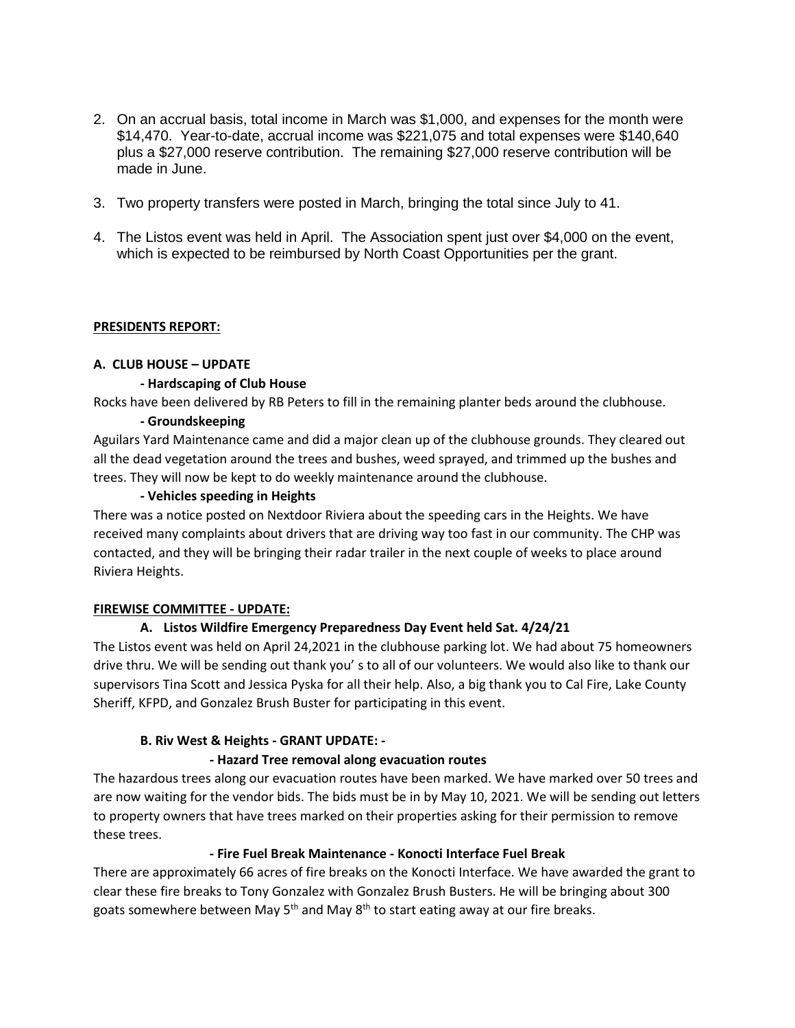2. On an accrual basis, total income in March was $1,000, and expenses for the month were $14,470. Year-to-date, accrual income was $221,075 and total expenses were $140,640 plus a $27,000 reserve contribution. The remaining $27,000 reserve contribution will be made in June.

3. Two property transfers were posted in March, bringing the total since July to 41.

4. The Listos event was held in April. The Association spent just over $4,000 on the event, which is expected to be reimbursed by North Coast Opportunities per the grant.

**PRESIDENTS REPORT:**

**A. CLUB HOUSE – UPDATE**

**- Hardscaping of Club House**

Rocks have been delivered by RB Peters to fill in the remaining planter beds around the clubhouse.

**- Groundskeeping**

Aguilars Yard Maintenance came and did a major clean up of the clubhouse grounds. They cleared out all the dead vegetation around the trees and bushes, weed sprayed, and trimmed up the bushes and trees. They will now be kept to do weekly maintenance around the clubhouse.

**- Vehicles speeding in Heights**

There was a notice posted on Nextdoor Riviera about the speeding cars in the Heights. We have received many complaints about drivers that are driving way too fast in our community. The CHP was contacted, and they will be bringing their radar trailer in the next couple of weeks to place around Riviera Heights.

**FIREWISE COMMITTEE - UPDATE:**

**A. Listos Wildfire Emergency Preparedness Day Event held Sat. 4/24/21**

The Listos event was held on April 24,2021 in the clubhouse parking lot. We had about 75 homeowners drive thru. We will be sending out thank you' s to all of our volunteers. We would also like to thank our supervisors Tina Scott and Jessica Pyska for all their help. Also, a big thank you to Cal Fire, Lake County Sheriff, KFPD, and Gonzalez Brush Buster for participating in this event.

**B. Riv West & Heights - GRANT UPDATE: -**

**- Hazard Tree removal along evacuation routes**

The hazardous trees along our evacuation routes have been marked. We have marked over 50 trees and are now waiting for the vendor bids. The bids must be in by May 10, 2021. We will be sending out letters to property owners that have trees marked on their properties asking for their permission to remove these trees.

**- Fire Fuel Break Maintenance - Konocti Interface Fuel Break**

There are approximately 66 acres of fire breaks on the Konocti Interface. We have awarded the grant to clear these fire breaks to Tony Gonzalez with Gonzalez Brush Busters. He will be bringing about 300 goats somewhere between May 5th and May 8th to start eating away at our fire breaks.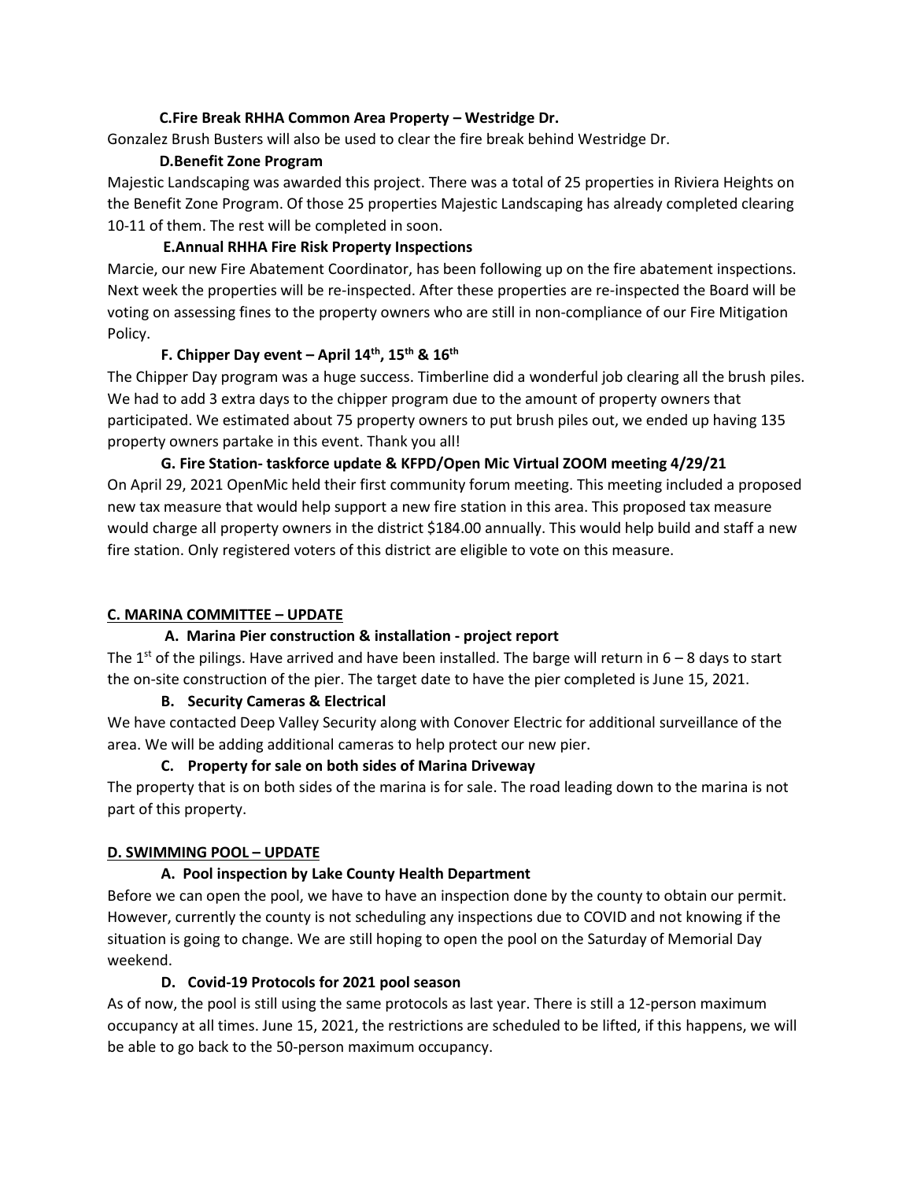**C. Fire Break RHHA Common Area Property – Westridge Dr.**

Gonzalez Brush Busters will also be used to clear the fire break behind Westridge Dr.

**D. Benefit Zone Program**

Majestic Landscaping was awarded this project. There was a total of 25 properties in Riviera Heights on the Benefit Zone Program. Of those 25 properties Majestic Landscaping has already completed clearing 10-11 of them. The rest will be completed in soon.

**E. Annual RHHA Fire Risk Property Inspections**

Marcie, our new Fire Abatement Coordinator, has been following up on the fire abatement inspections. Next week the properties will be re-inspected. After these properties are re-inspected the Board will be voting on assessing fines to the property owners who are still in non-compliance of our Fire Mitigation Policy.

**F. Chipper Day event – April 14th, 15th & 16th**

The Chipper Day program was a huge success. Timberline did a wonderful job clearing all the brush piles. We had to add 3 extra days to the chipper program due to the amount of property owners that participated. We estimated about 75 property owners to put brush piles out, we ended up having 135 property owners partake in this event. Thank you all!

**G. Fire Station- taskforce update & KFPD/Open Mic Virtual ZOOM meeting 4/29/21**

On April 29, 2021 OpenMic held their first community forum meeting. This meeting included a proposed new tax measure that would help support a new fire station in this area. This proposed tax measure would charge all property owners in the district $184.00 annually. This would help build and staff a new fire station. Only registered voters of this district are eligible to vote on this measure.

## C. MARINA COMMITTEE – UPDATE

**A. Marina Pier construction & installation - project report**

The 1st of the pilings. Have arrived and have been installed. The barge will return in 6 – 8 days to start the on-site construction of the pier. The target date to have the pier completed is June 15, 2021.

**B. Security Cameras & Electrical**

We have contacted Deep Valley Security along with Conover Electric for additional surveillance of the area. We will be adding additional cameras to help protect our new pier.

**C. Property for sale on both sides of Marina Driveway**

The property that is on both sides of the marina is for sale. The road leading down to the marina is not part of this property.

## D. SWIMMING POOL – UPDATE

**A. Pool inspection by Lake County Health Department**

Before we can open the pool, we have to have an inspection done by the county to obtain our permit. However, currently the county is not scheduling any inspections due to COVID and not knowing if the situation is going to change. We are still hoping to open the pool on the Saturday of Memorial Day weekend.

**D. Covid-19 Protocols for 2021 pool season**

As of now, the pool is still using the same protocols as last year. There is still a 12-person maximum occupancy at all times. June 15, 2021, the restrictions are scheduled to be lifted, if this happens, we will be able to go back to the 50-person maximum occupancy.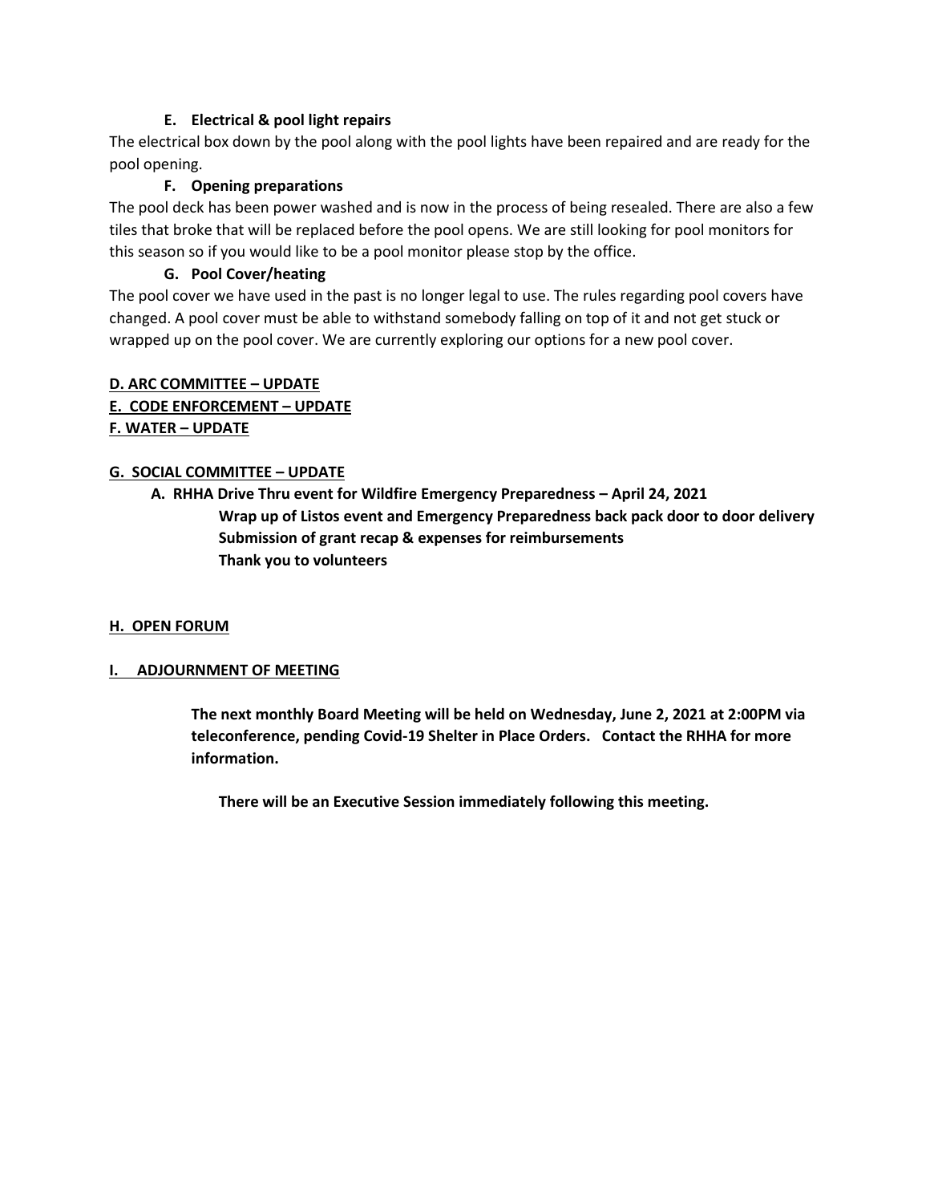**E. Electrical & pool light repairs**

The electrical box down by the pool along with the pool lights have been repaired and are ready for the pool opening.

**F. Opening preparations**

The pool deck has been power washed and is now in the process of being resealed. There are also a few tiles that broke that will be replaced before the pool opens. We are still looking for pool monitors for this season so if you would like to be a pool monitor please stop by the office.

**G. Pool Cover/heating**

The pool cover we have used in the past is no longer legal to use. The rules regarding pool covers have changed. A pool cover must be able to withstand somebody falling on top of it and not get stuck or wrapped up on the pool cover. We are currently exploring our options for a new pool cover.

**D. ARC COMMITTEE – UPDATE**

**E. CODE ENFORCEMENT – UPDATE**

**F. WATER – UPDATE**

**G. SOCIAL COMMITTEE – UPDATE**

**A. RHHA Drive Thru event for Wildfire Emergency Preparedness – April 24, 2021**

**Wrap up of Listos event and Emergency Preparedness back pack door to door delivery**

**Submission of grant recap & expenses for reimbursements**

**Thank you to volunteers**

**H. OPEN FORUM**

**I. ADJOURNMENT OF MEETING**

**The next monthly Board Meeting will be held on Wednesday, June 2, 2021 at 2:00PM via teleconference, pending Covid-19 Shelter in Place Orders. Contact the RHHA for more information.**

**There will be an Executive Session immediately following this meeting.**